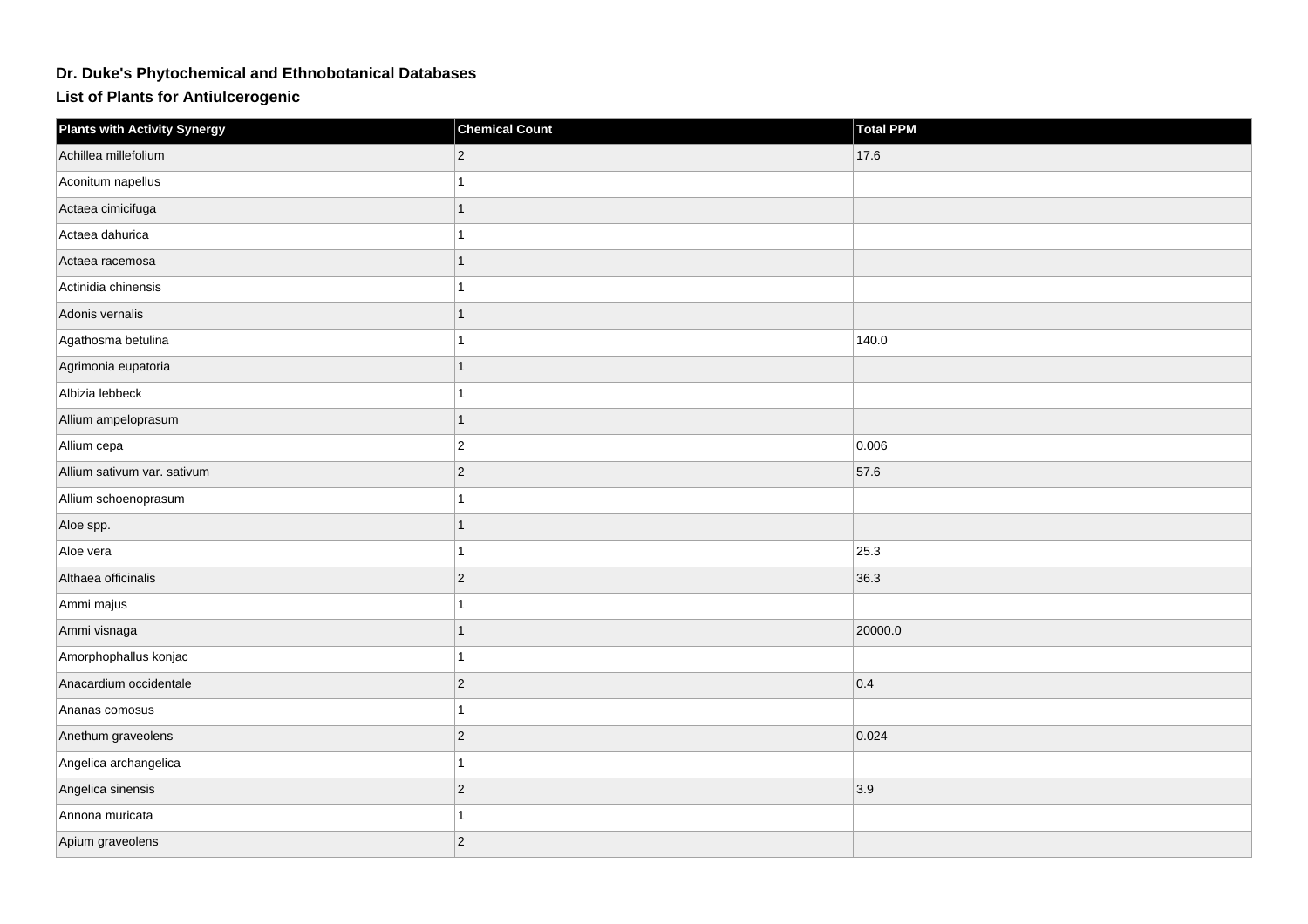# Dr. Duke's Phytochemical and Ethnobotanical Databases

## List of Plants for Antiulcerogenic

| Plants with Activity Synergy | Chemical Count | Total PPM |
| --- | --- | --- |
| Achillea millefolium | 2 | 17.6 |
| Aconitum napellus | 1 | |
| Actaea cimicifuga | 1 | |
| Actaea dahurica | 1 | |
| Actaea racemosa | 1 | |
| Actinidia chinensis | 1 | |
| Adonis vernalis | 1 | |
| Agathosma betulina | 1 | 140.0 |
| Agrimonia eupatoria | 1 | |
| Albizia lebbeck | 1 | |
| Allium ampeloprasum | 1 | |
| Allium cepa | 2 | 0.006 |
| Allium sativum var. sativum | 2 | 57.6 |
| Allium schoenoprasum | 1 | |
| Aloe spp. | 1 | |
| Aloe vera | 1 | 25.3 |
| Althaea officinalis | 2 | 36.3 |
| Ammi majus | 1 | |
| Ammi visnaga | 1 | 20000.0 |
| Amorphophallus konjac | 1 | |
| Anacardium occidentale | 2 | 0.4 |
| Ananas comosus | 1 | |
| Anethum graveolens | 2 | 0.024 |
| Angelica archangelica | 1 | |
| Angelica sinensis | 2 | 3.9 |
| Annona muricata | 1 | |
| Apium graveolens | 2 | |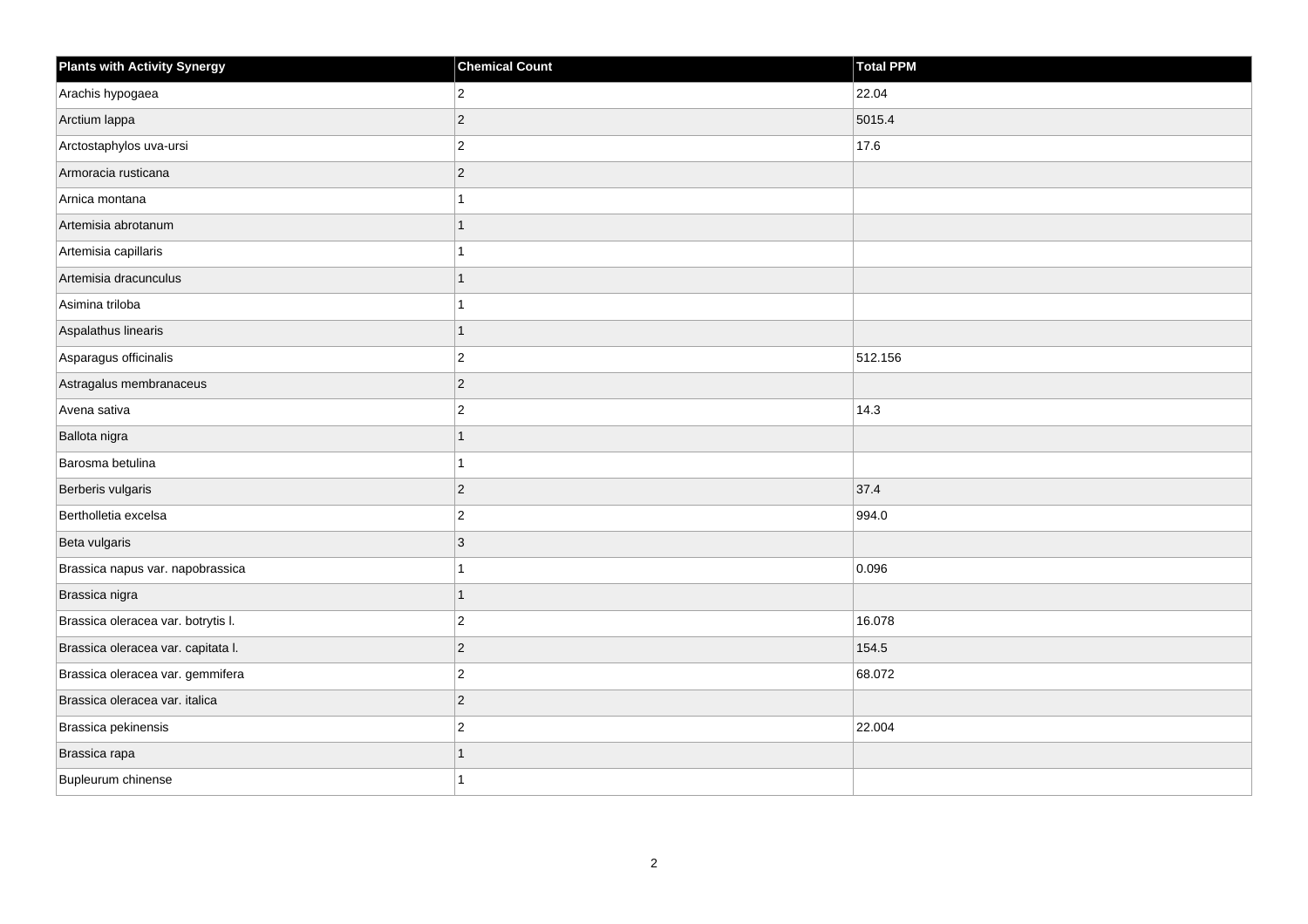| Plants with Activity Synergy | Chemical Count | Total PPM |
|---|---|---|
| Arachis hypogaea | 2 | 22.04 |
| Arctium lappa | 2 | 5015.4 |
| Arctostaphylos uva-ursi | 2 | 17.6 |
| Armoracia rusticana | 2 | |
| Arnica montana | 1 | |
| Artemisia abrotanum | 1 | |
| Artemisia capillaris | 1 | |
| Artemisia dracunculus | 1 | |
| Asimina triloba | 1 | |
| Aspalathus linearis | 1 | |
| Asparagus officinalis | 2 | 512.156 |
| Astragalus membranaceus | 2 | |
| Avena sativa | 2 | 14.3 |
| Ballota nigra | 1 | |
| Barosma betulina | 1 | |
| Berberis vulgaris | 2 | 37.4 |
| Bertholletia excelsa | 2 | 994.0 |
| Beta vulgaris | 3 | |
| Brassica napus var. napobrassica | 1 | 0.096 |
| Brassica nigra | 1 | |
| Brassica oleracea var. botrytis l. | 2 | 16.078 |
| Brassica oleracea var. capitata l. | 2 | 154.5 |
| Brassica oleracea var. gemmifera | 2 | 68.072 |
| Brassica oleracea var. italica | 2 | |
| Brassica pekinensis | 2 | 22.004 |
| Brassica rapa | 1 | |
| Bupleurum chinense | 1 | |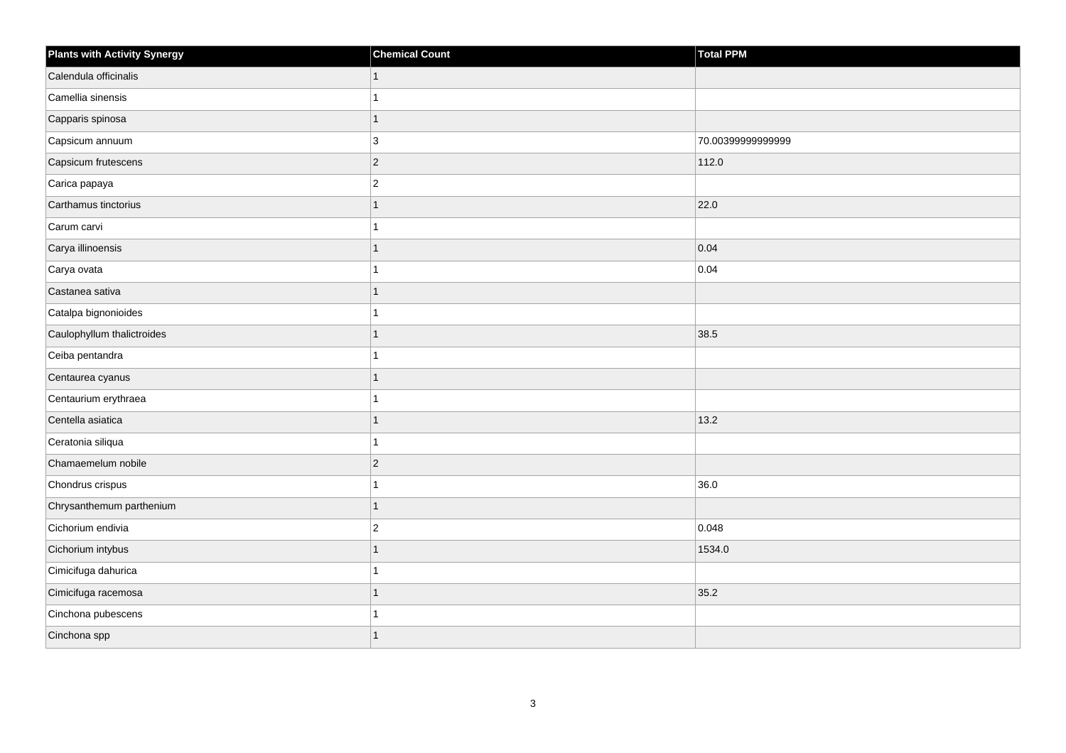| Plants with Activity Synergy | Chemical Count | Total PPM |
| --- | --- | --- |
| Calendula officinalis | 1 | |
| Camellia sinensis | 1 | |
| Capparis spinosa | 1 | |
| Capsicum annuum | 3 | 70.00399999999999 |
| Capsicum frutescens | 2 | 112.0 |
| Carica papaya | 2 | |
| Carthamus tinctorius | 1 | 22.0 |
| Carum carvi | 1 | |
| Carya illinoensis | 1 | 0.04 |
| Carya ovata | 1 | 0.04 |
| Castanea sativa | 1 | |
| Catalpa bignonioides | 1 | |
| Caulophyllum thalictroides | 1 | 38.5 |
| Ceiba pentandra | 1 | |
| Centaurea cyanus | 1 | |
| Centaurium erythraea | 1 | |
| Centella asiatica | 1 | 13.2 |
| Ceratonia siliqua | 1 | |
| Chamaemelum nobile | 2 | |
| Chondrus crispus | 1 | 36.0 |
| Chrysanthemum parthenium | 1 | |
| Cichorium endivia | 2 | 0.048 |
| Cichorium intybus | 1 | 1534.0 |
| Cimicifuga dahurica | 1 | |
| Cimicifuga racemosa | 1 | 35.2 |
| Cinchona pubescens | 1 | |
| Cinchona spp | 1 | |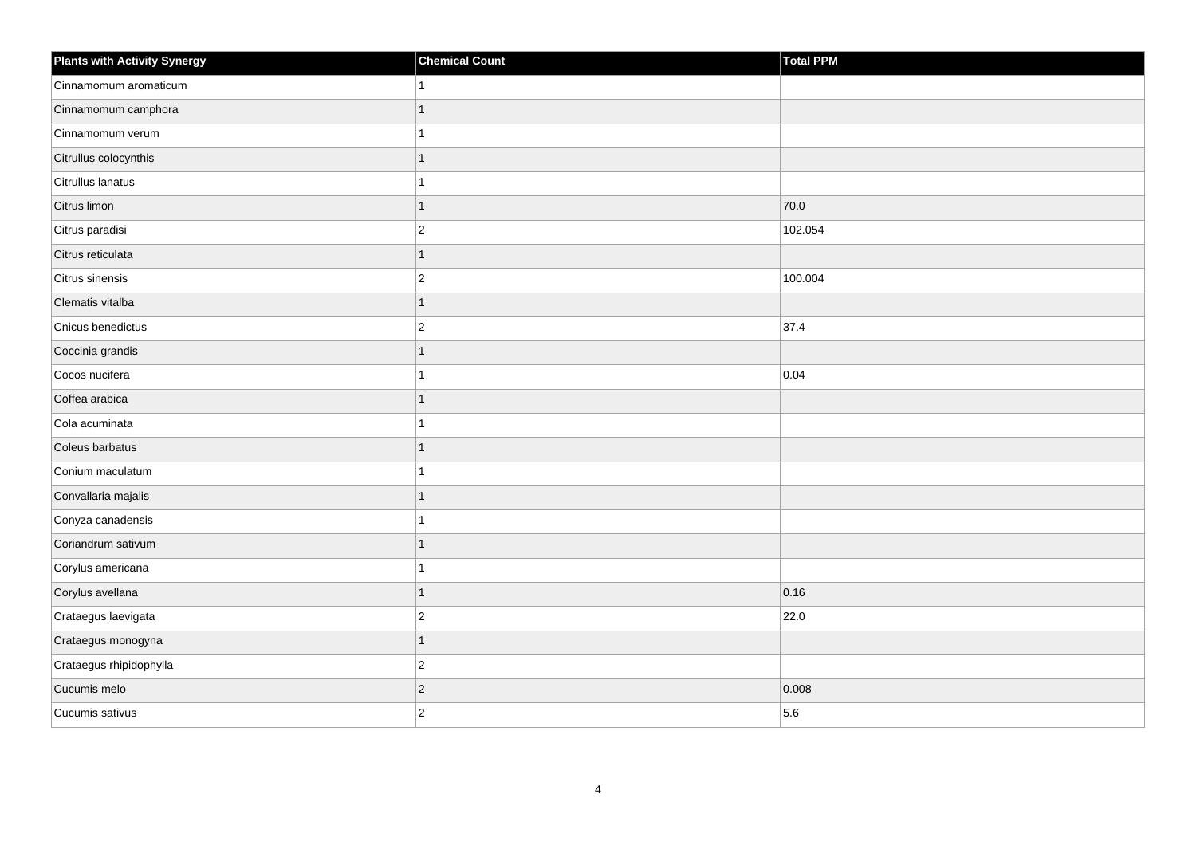| Plants with Activity Synergy | Chemical Count | Total PPM |
| --- | --- | --- |
| Cinnamomum aromaticum | 1 | |
| Cinnamomum camphora | 1 | |
| Cinnamomum verum | 1 | |
| Citrullus colocynthis | 1 | |
| Citrullus lanatus | 1 | |
| Citrus limon | 1 | 70.0 |
| Citrus paradisi | 2 | 102.054 |
| Citrus reticulata | 1 | |
| Citrus sinensis | 2 | 100.004 |
| Clematis vitalba | 1 | |
| Cnicus benedictus | 2 | 37.4 |
| Coccinia grandis | 1 | |
| Cocos nucifera | 1 | 0.04 |
| Coffea arabica | 1 | |
| Cola acuminata | 1 | |
| Coleus barbatus | 1 | |
| Conium maculatum | 1 | |
| Convallaria majalis | 1 | |
| Conyza canadensis | 1 | |
| Coriandrum sativum | 1 | |
| Corylus americana | 1 | |
| Corylus avellana | 1 | 0.16 |
| Crataegus laevigata | 2 | 22.0 |
| Crataegus monogyna | 1 | |
| Crataegus rhipidophylla | 2 | |
| Cucumis melo | 2 | 0.008 |
| Cucumis sativus | 2 | 5.6 |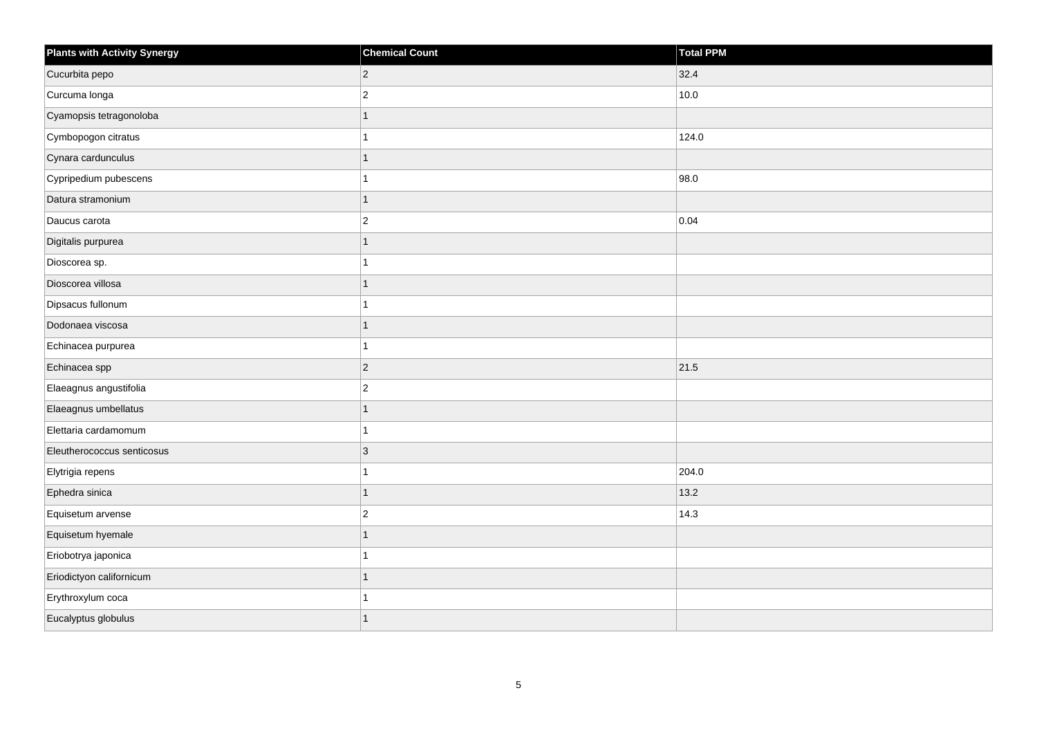| Plants with Activity Synergy | Chemical Count | Total PPM |
| --- | --- | --- |
| Cucurbita pepo | 2 | 32.4 |
| Curcuma longa | 2 | 10.0 |
| Cyamopsis tetragonoloba | 1 | |
| Cymbopogon citratus | 1 | 124.0 |
| Cynara cardunculus | 1 | |
| Cypripedium pubescens | 1 | 98.0 |
| Datura stramonium | 1 | |
| Daucus carota | 2 | 0.04 |
| Digitalis purpurea | 1 | |
| Dioscorea sp. | 1 | |
| Dioscorea villosa | 1 | |
| Dipsacus fullonum | 1 | |
| Dodonaea viscosa | 1 | |
| Echinacea purpurea | 1 | |
| Echinacea spp | 2 | 21.5 |
| Elaeagnus angustifolia | 2 | |
| Elaeagnus umbellatus | 1 | |
| Elettaria cardamomum | 1 | |
| Eleutherococcus senticosus | 3 | |
| Elytrigia repens | 1 | 204.0 |
| Ephedra sinica | 1 | 13.2 |
| Equisetum arvense | 2 | 14.3 |
| Equisetum hyemale | 1 | |
| Eriobotrya japonica | 1 | |
| Eriodictyon californicum | 1 | |
| Erythroxylum coca | 1 | |
| Eucalyptus globulus | 1 | |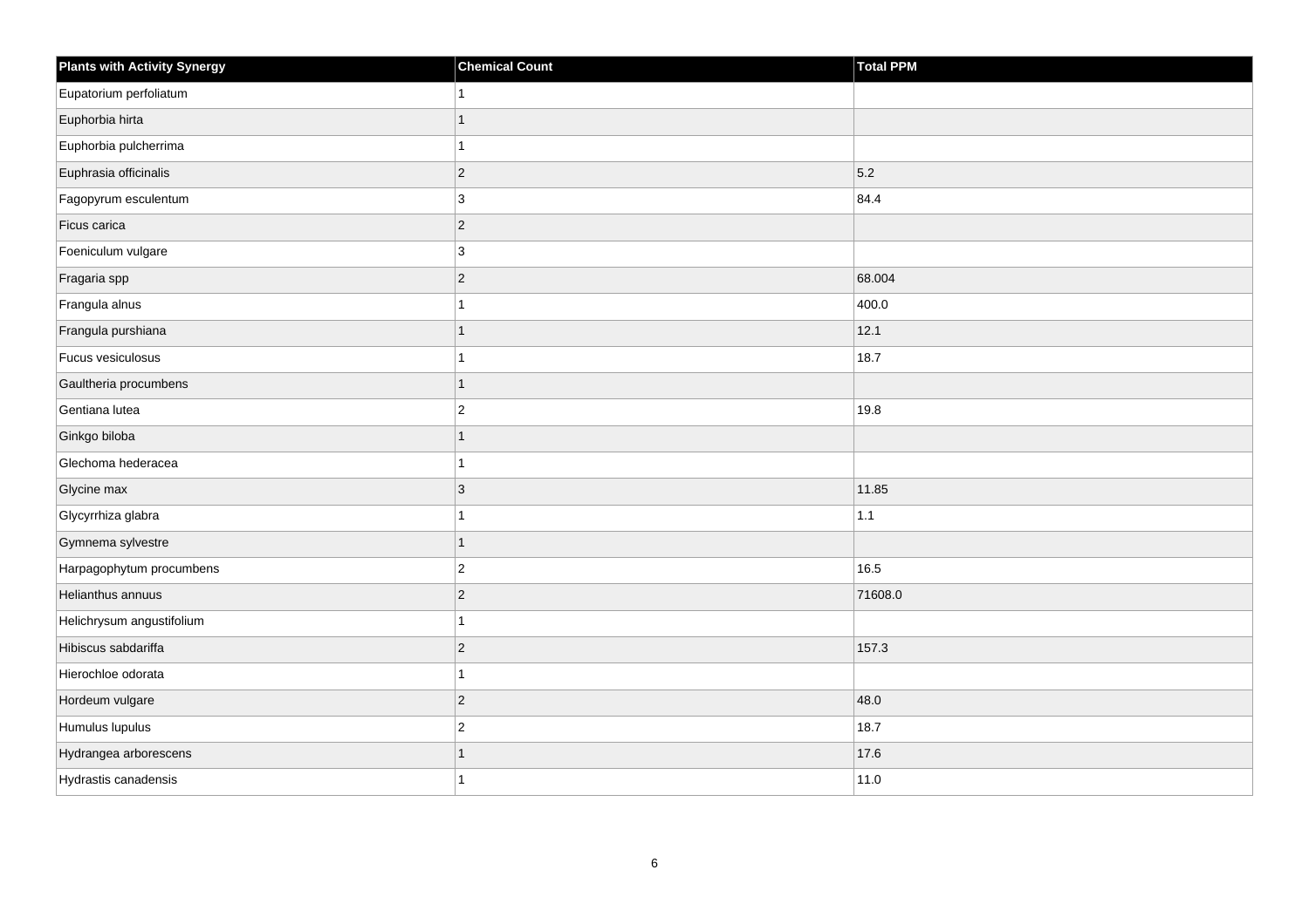| Plants with Activity Synergy | Chemical Count | Total PPM |
| --- | --- | --- |
| Eupatorium perfoliatum | 1 | |
| Euphorbia hirta | 1 | |
| Euphorbia pulcherrima | 1 | |
| Euphrasia officinalis | 2 | 5.2 |
| Fagopyrum esculentum | 3 | 84.4 |
| Ficus carica | 2 | |
| Foeniculum vulgare | 3 | |
| Fragaria spp | 2 | 68.004 |
| Frangula alnus | 1 | 400.0 |
| Frangula purshiana | 1 | 12.1 |
| Fucus vesiculosus | 1 | 18.7 |
| Gaultheria procumbens | 1 | |
| Gentiana lutea | 2 | 19.8 |
| Ginkgo biloba | 1 | |
| Glechoma hederacea | 1 | |
| Glycine max | 3 | 11.85 |
| Glycyrrhiza glabra | 1 | 1.1 |
| Gymnema sylvestre | 1 | |
| Harpagophytum procumbens | 2 | 16.5 |
| Helianthus annuus | 2 | 71608.0 |
| Helichrysum angustifolium | 1 | |
| Hibiscus sabdariffa | 2 | 157.3 |
| Hierochloe odorata | 1 | |
| Hordeum vulgare | 2 | 48.0 |
| Humulus lupulus | 2 | 18.7 |
| Hydrangea arborescens | 1 | 17.6 |
| Hydrastis canadensis | 1 | 11.0 |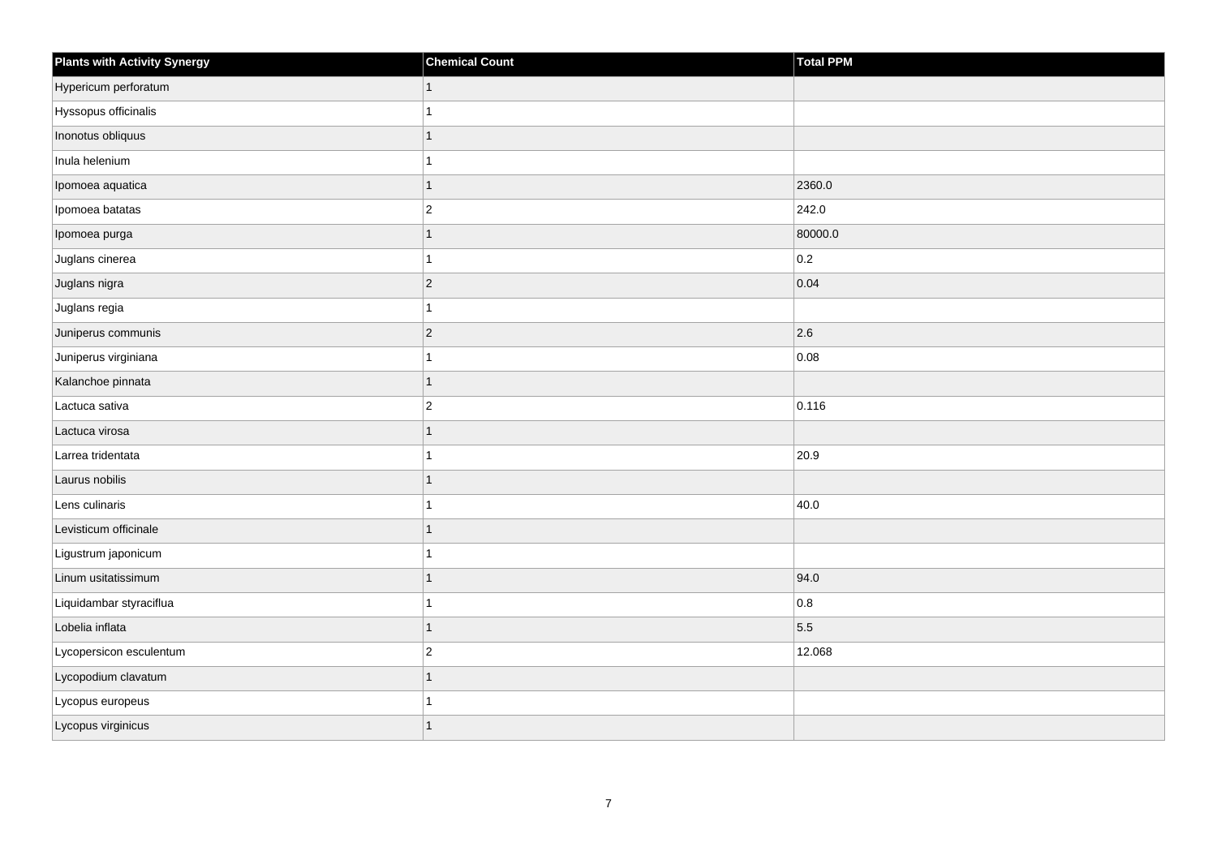| Plants with Activity Synergy | Chemical Count | Total PPM |
| --- | --- | --- |
| Hypericum perforatum | 1 | |
| Hyssopus officinalis | 1 | |
| Inonotus obliquus | 1 | |
| Inula helenium | 1 | |
| Ipomoea aquatica | 1 | 2360.0 |
| Ipomoea batatas | 2 | 242.0 |
| Ipomoea purga | 1 | 80000.0 |
| Juglans cinerea | 1 | 0.2 |
| Juglans nigra | 2 | 0.04 |
| Juglans regia | 1 | |
| Juniperus communis | 2 | 2.6 |
| Juniperus virginiana | 1 | 0.08 |
| Kalanchoe pinnata | 1 | |
| Lactuca sativa | 2 | 0.116 |
| Lactuca virosa | 1 | |
| Larrea tridentata | 1 | 20.9 |
| Laurus nobilis | 1 | |
| Lens culinaris | 1 | 40.0 |
| Levisticum officinale | 1 | |
| Ligustrum japonicum | 1 | |
| Linum usitatissimum | 1 | 94.0 |
| Liquidambar styraciflua | 1 | 0.8 |
| Lobelia inflata | 1 | 5.5 |
| Lycopersicon esculentum | 2 | 12.068 |
| Lycopodium clavatum | 1 | |
| Lycopus europeus | 1 | |
| Lycopus virginicus | 1 | |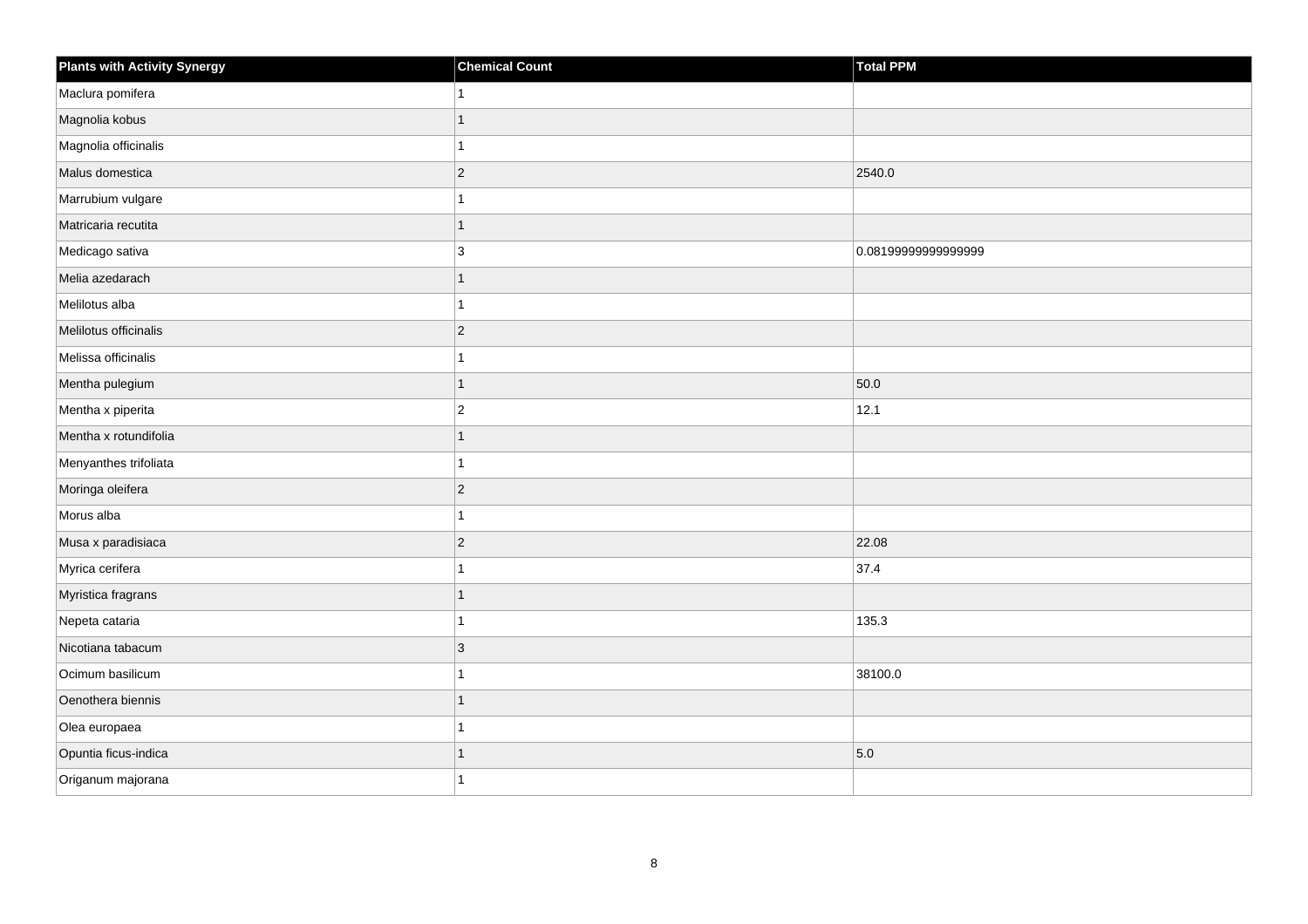| Plants with Activity Synergy | Chemical Count | Total PPM |
|---|---|---|
| Maclura pomifera | 1 | |
| Magnolia kobus | 1 | |
| Magnolia officinalis | 1 | |
| Malus domestica | 2 | 2540.0 |
| Marrubium vulgare | 1 | |
| Matricaria recutita | 1 | |
| Medicago sativa | 3 | 0.08199999999999999 |
| Melia azedarach | 1 | |
| Melilotus alba | 1 | |
| Melilotus officinalis | 2 | |
| Melissa officinalis | 1 | |
| Mentha pulegium | 1 | 50.0 |
| Mentha x piperita | 2 | 12.1 |
| Mentha x rotundifolia | 1 | |
| Menyanthes trifoliata | 1 | |
| Moringa oleifera | 2 | |
| Morus alba | 1 | |
| Musa x paradisiaca | 2 | 22.08 |
| Myrica cerifera | 1 | 37.4 |
| Myristica fragrans | 1 | |
| Nepeta cataria | 1 | 135.3 |
| Nicotiana tabacum | 3 | |
| Ocimum basilicum | 1 | 38100.0 |
| Oenothera biennis | 1 | |
| Olea europaea | 1 | |
| Opuntia ficus-indica | 1 | 5.0 |
| Origanum majorana | 1 | |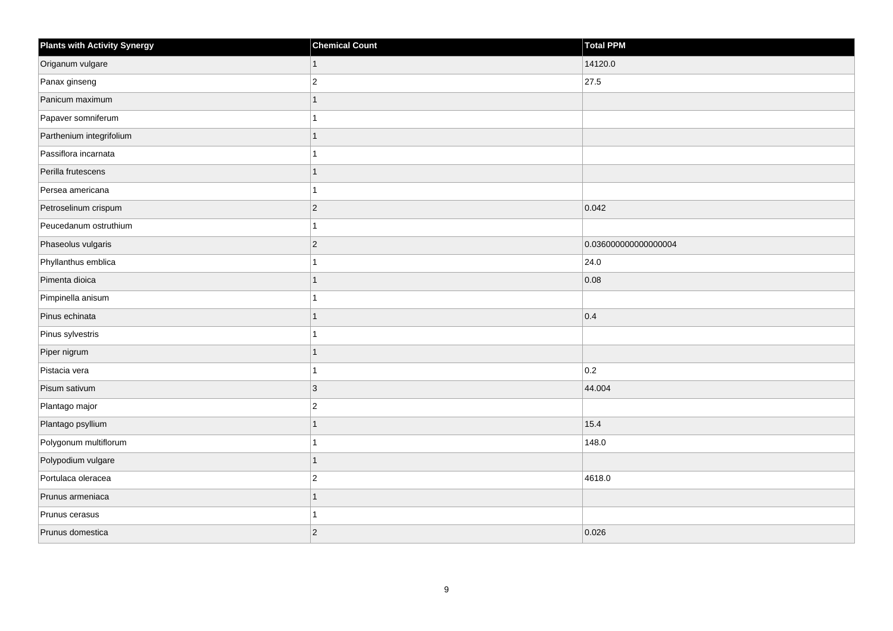| Plants with Activity Synergy | Chemical Count | Total PPM |
| --- | --- | --- |
| Origanum vulgare | 1 | 14120.0 |
| Panax ginseng | 2 | 27.5 |
| Panicum maximum | 1 | |
| Papaver somniferum | 1 | |
| Parthenium integrifolium | 1 | |
| Passiflora incarnata | 1 | |
| Perilla frutescens | 1 | |
| Persea americana | 1 | |
| Petroselinum crispum | 2 | 0.042 |
| Peucedanum ostruthium | 1 | |
| Phaseolus vulgaris | 2 | 0.036000000000000004 |
| Phyllanthus emblica | 1 | 24.0 |
| Pimenta dioica | 1 | 0.08 |
| Pimpinella anisum | 1 | |
| Pinus echinata | 1 | 0.4 |
| Pinus sylvestris | 1 | |
| Piper nigrum | 1 | |
| Pistacia vera | 1 | 0.2 |
| Pisum sativum | 3 | 44.004 |
| Plantago major | 2 | |
| Plantago psyllium | 1 | 15.4 |
| Polygonum multiflorum | 1 | 148.0 |
| Polypodium vulgare | 1 | |
| Portulaca oleracea | 2 | 4618.0 |
| Prunus armeniaca | 1 | |
| Prunus cerasus | 1 | |
| Prunus domestica | 2 | 0.026 |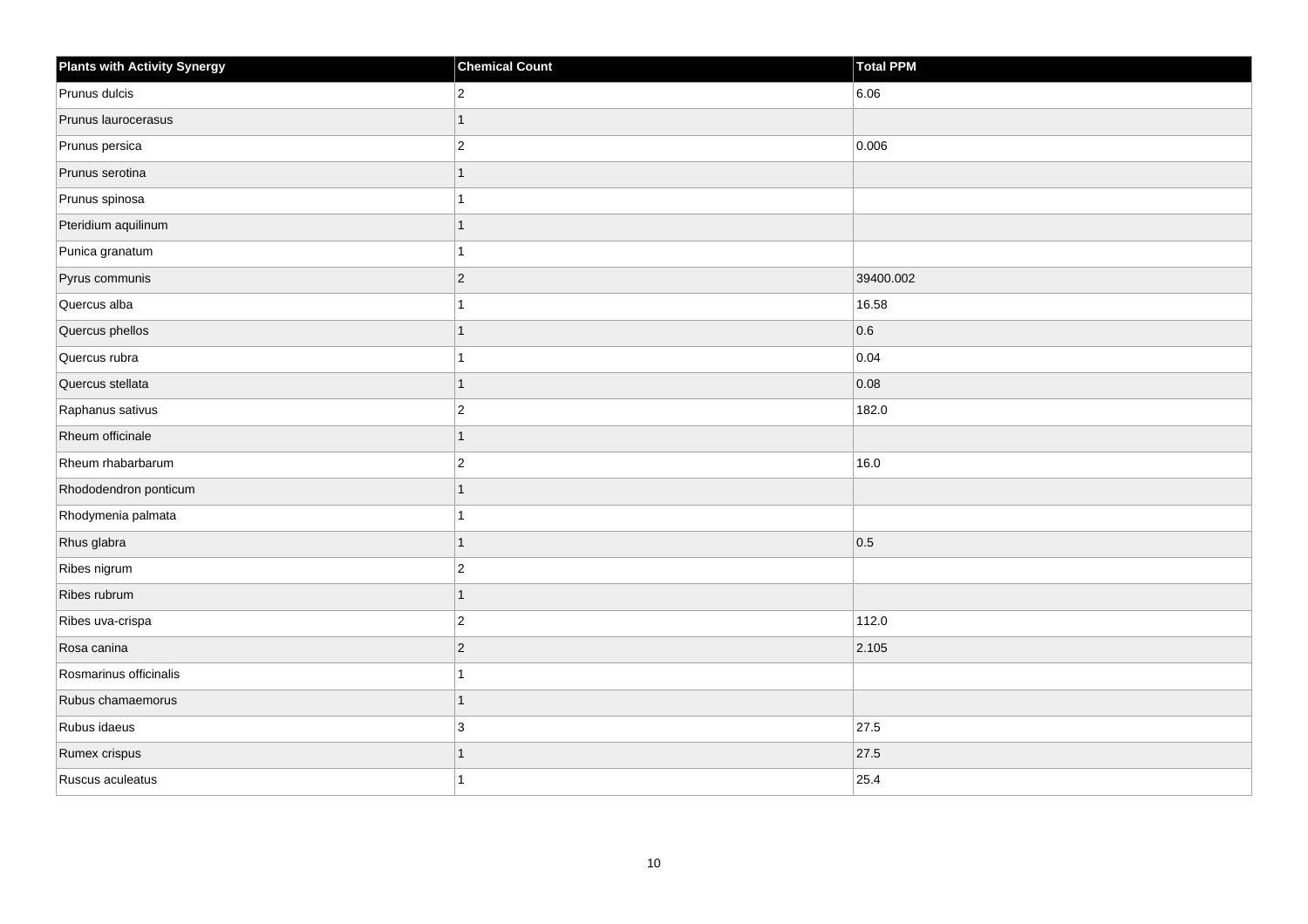| Plants with Activity Synergy | Chemical Count | Total PPM |
|---|---|---|
| Prunus dulcis | 2 | 6.06 |
| Prunus laurocerasus | 1 | |
| Prunus persica | 2 | 0.006 |
| Prunus serotina | 1 | |
| Prunus spinosa | 1 | |
| Pteridium aquilinum | 1 | |
| Punica granatum | 1 | |
| Pyrus communis | 2 | 39400.002 |
| Quercus alba | 1 | 16.58 |
| Quercus phellos | 1 | 0.6 |
| Quercus rubra | 1 | 0.04 |
| Quercus stellata | 1 | 0.08 |
| Raphanus sativus | 2 | 182.0 |
| Rheum officinale | 1 | |
| Rheum rhabarbarum | 2 | 16.0 |
| Rhododendron ponticum | 1 | |
| Rhodymenia palmata | 1 | |
| Rhus glabra | 1 | 0.5 |
| Ribes nigrum | 2 | |
| Ribes rubrum | 1 | |
| Ribes uva-crispa | 2 | 112.0 |
| Rosa canina | 2 | 2.105 |
| Rosmarinus officinalis | 1 | |
| Rubus chamaemorus | 1 | |
| Rubus idaeus | 3 | 27.5 |
| Rumex crispus | 1 | 27.5 |
| Ruscus aculeatus | 1 | 25.4 |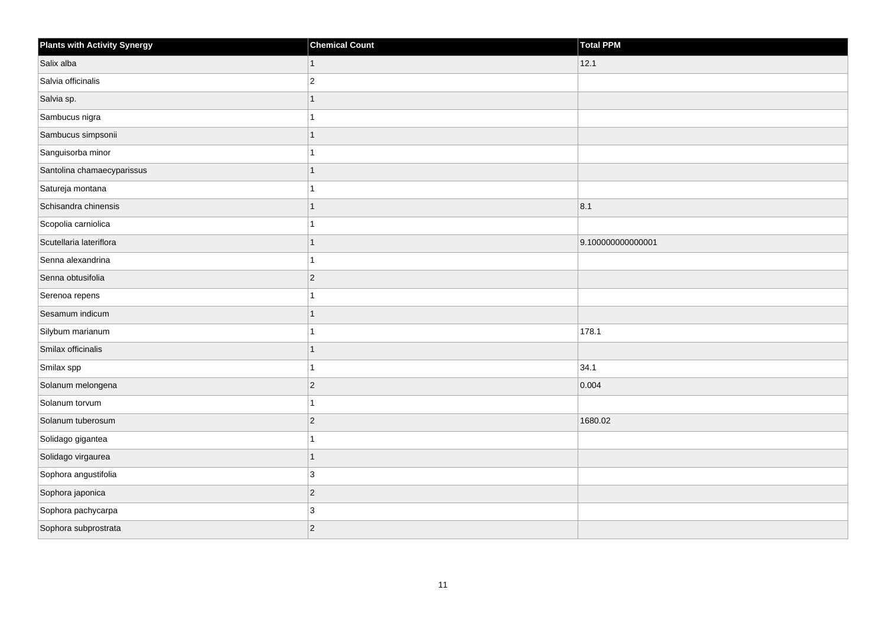| Plants with Activity Synergy | Chemical Count | Total PPM |
| --- | --- | --- |
| Salix alba | 1 | 12.1 |
| Salvia officinalis | 2 | |
| Salvia sp. | 1 | |
| Sambucus nigra | 1 | |
| Sambucus simpsonii | 1 | |
| Sanguisorba minor | 1 | |
| Santolina chamaecyparissus | 1 | |
| Satureja montana | 1 | |
| Schisandra chinensis | 1 | 8.1 |
| Scopolia carniolica | 1 | |
| Scutellaria lateriflora | 1 | 9.100000000000001 |
| Senna alexandrina | 1 | |
| Senna obtusifolia | 2 | |
| Serenoa repens | 1 | |
| Sesamum indicum | 1 | |
| Silybum marianum | 1 | 178.1 |
| Smilax officinalis | 1 | |
| Smilax spp | 1 | 34.1 |
| Solanum melongena | 2 | 0.004 |
| Solanum torvum | 1 | |
| Solanum tuberosum | 2 | 1680.02 |
| Solidago gigantea | 1 | |
| Solidago virgaurea | 1 | |
| Sophora angustifolia | 3 | |
| Sophora japonica | 2 | |
| Sophora pachycarpa | 3 | |
| Sophora subprostrata | 2 | |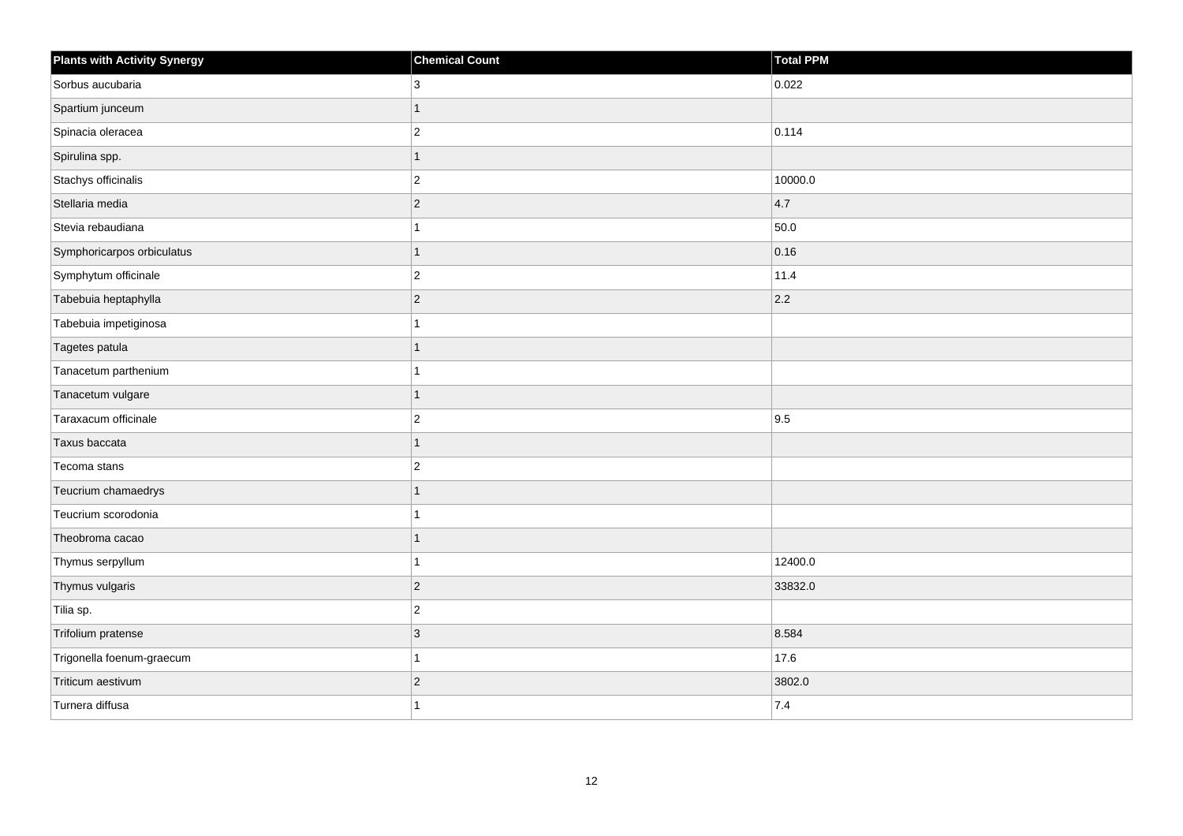| Plants with Activity Synergy | Chemical Count | Total PPM |
|---|---|---|
| Sorbus aucubaria | 3 | 0.022 |
| Spartium junceum | 1 | |
| Spinacia oleracea | 2 | 0.114 |
| Spirulina spp. | 1 | |
| Stachys officinalis | 2 | 10000.0 |
| Stellaria media | 2 | 4.7 |
| Stevia rebaudiana | 1 | 50.0 |
| Symphoricarpos orbiculatus | 1 | 0.16 |
| Symphytum officinale | 2 | 11.4 |
| Tabebuia heptaphylla | 2 | 2.2 |
| Tabebuia impetiginosa | 1 | |
| Tagetes patula | 1 | |
| Tanacetum parthenium | 1 | |
| Tanacetum vulgare | 1 | |
| Taraxacum officinale | 2 | 9.5 |
| Taxus baccata | 1 | |
| Tecoma stans | 2 | |
| Teucrium chamaedrys | 1 | |
| Teucrium scorodonia | 1 | |
| Theobroma cacao | 1 | |
| Thymus serpyllum | 1 | 12400.0 |
| Thymus vulgaris | 2 | 33832.0 |
| Tilia sp. | 2 | |
| Trifolium pratense | 3 | 8.584 |
| Trigonella foenum-graecum | 1 | 17.6 |
| Triticum aestivum | 2 | 3802.0 |
| Turnera diffusa | 1 | 7.4 |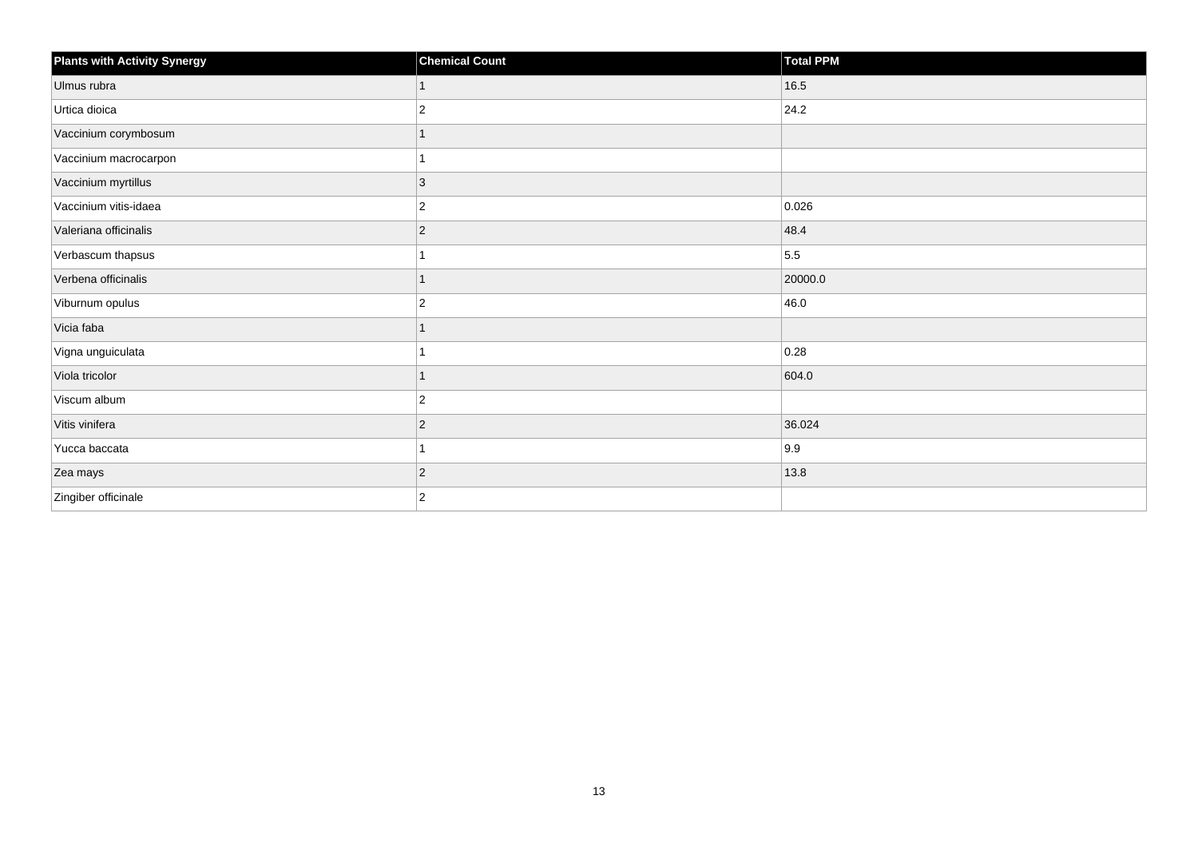| Plants with Activity Synergy | Chemical Count | Total PPM |
| --- | --- | --- |
| Ulmus rubra | 1 | 16.5 |
| Urtica dioica | 2 | 24.2 |
| Vaccinium corymbosum | 1 | |
| Vaccinium macrocarpon | 1 | |
| Vaccinium myrtillus | 3 | |
| Vaccinium vitis-idaea | 2 | 0.026 |
| Valeriana officinalis | 2 | 48.4 |
| Verbascum thapsus | 1 | 5.5 |
| Verbena officinalis | 1 | 20000.0 |
| Viburnum opulus | 2 | 46.0 |
| Vicia faba | 1 | |
| Vigna unguiculata | 1 | 0.28 |
| Viola tricolor | 1 | 604.0 |
| Viscum album | 2 | |
| Vitis vinifera | 2 | 36.024 |
| Yucca baccata | 1 | 9.9 |
| Zea mays | 2 | 13.8 |
| Zingiber officinale | 2 | |